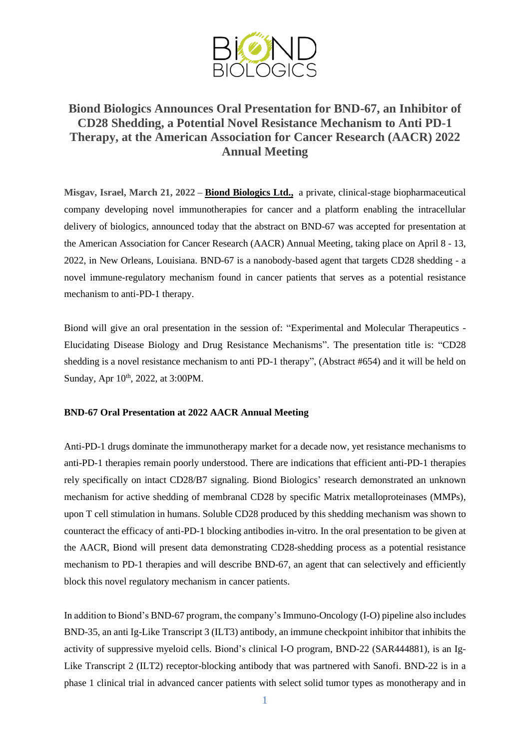# Biond Biologics Announces Oral Presentation for BND-67, an Inhibitor of CD28 Shedding, a Potential Novel Resistance Mechanism to Anti PD-1 Therapy, at the American Association for Cancer Research (AACR) 2022 Annual Meeting

**Misgav, Israel, March 21, 2022 – Biond Biologics Ltd.,** a private, clinical-stage biopharmaceutical company developing novel immunotherapies for cancer and a platform enabling the intracellular delivery of biologics, announced today that the abstract on BND-67 was accepted for presentation at the American Association for Cancer Research (AACR) Annual Meeting, taking place on April 8 - 13, 2022, in New Orleans, Louisiana. BND-67 is a nanobody-based agent that targets CD28 shedding - a novel immune-regulatory mechanism found in cancer patients that serves as a potential resistance mechanism to anti-PD-1 therapy.

Biond will give an oral presentation in the session of: "Experimental and Molecular Therapeutics - Elucidating Disease Biology and Drug Resistance Mechanisms". The presentation title is: "CD28 shedding is a novel resistance mechanism to anti PD-1 therapy", (Abstract #654) and it will be held on Sunday, Apr 10th, 2022, at 3:00PM.

**BND-67 Oral Presentation at 2022 AACR Annual Meeting**

Anti-PD-1 drugs dominate the immunotherapy market for a decade now, yet resistance mechanisms to anti-PD-1 therapies remain poorly understood. There are indications that efficient anti-PD-1 therapies rely specifically on intact CD28/B7 signaling. Biond Biologics' research demonstrated an unknown mechanism for active shedding of membranal CD28 by specific Matrix metalloproteinases (MMPs), upon T cell stimulation in humans. Soluble CD28 produced by this shedding mechanism was shown to counteract the efficacy of anti-PD-1 blocking antibodies in-vitro. In the oral presentation to be given at the AACR, Biond will present data demonstrating CD28-shedding process as a potential resistance mechanism to PD-1 therapies and will describe BND-67, an agent that can selectively and efficiently block this novel regulatory mechanism in cancer patients.

In addition to Biond's BND-67 program, the company's Immuno-Oncology (I-O) pipeline also includes BND-35, an anti Ig-Like Transcript 3 (ILT3) antibody, an immune checkpoint inhibitor that inhibits the activity of suppressive myeloid cells. Biond's clinical I-O program, BND-22 (SAR444881), is an Ig-Like Transcript 2 (ILT2) receptor-blocking antibody that was partnered with Sanofi. BND-22 is in a phase 1 clinical trial in advanced cancer patients with select solid tumor types as monotherapy and in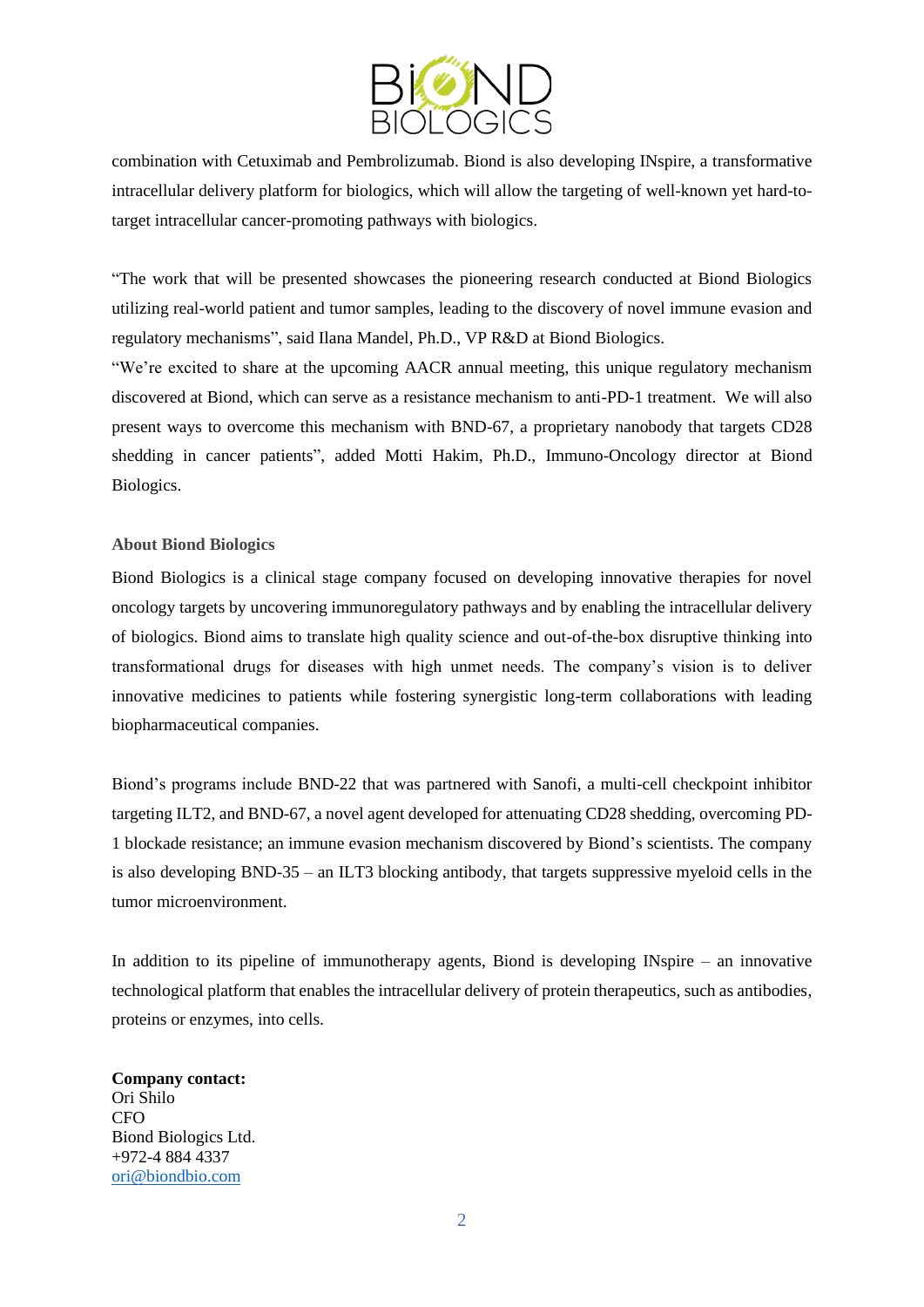combination with Cetuximab and Pembrolizumab. Biond is also developing INspire, a transformative intracellular delivery platform for biologics, which will allow the targeting of well-known yet hard-to-target intracellular cancer-promoting pathways with biologics.

"The work that will be presented showcases the pioneering research conducted at Biond Biologics utilizing real-world patient and tumor samples, leading to the discovery of novel immune evasion and regulatory mechanisms", said Ilana Mandel, Ph.D., VP R&D at Biond Biologics.

"We're excited to share at the upcoming AACR annual meeting, this unique regulatory mechanism discovered at Biond, which can serve as a resistance mechanism to anti-PD-1 treatment. We will also present ways to overcome this mechanism with BND-67, a proprietary nanobody that targets CD28 shedding in cancer patients", added Motti Hakim, Ph.D., Immuno-Oncology director at Biond Biologics.

### About Biond Biologics

Biond Biologics is a clinical stage company focused on developing innovative therapies for novel oncology targets by uncovering immunoregulatory pathways and by enabling the intracellular delivery of biologics. Biond aims to translate high quality science and out-of-the-box disruptive thinking into transformational drugs for diseases with high unmet needs. The company's vision is to deliver innovative medicines to patients while fostering synergistic long-term collaborations with leading biopharmaceutical companies.

Biond's programs include BND-22 that was partnered with Sanofi, a multi-cell checkpoint inhibitor targeting ILT2, and BND-67, a novel agent developed for attenuating CD28 shedding, overcoming PD-1 blockade resistance; an immune evasion mechanism discovered by Biond's scientists. The company is also developing BND-35 – an ILT3 blocking antibody, that targets suppressive myeloid cells in the tumor microenvironment.

In addition to its pipeline of immunotherapy agents, Biond is developing INspire – an innovative technological platform that enables the intracellular delivery of protein therapeutics, such as antibodies, proteins or enzymes, into cells.

**Company contact:**
Ori Shilo
CFO
Biond Biologics Ltd.
+972-4 884 4337
ori@biondbio.com